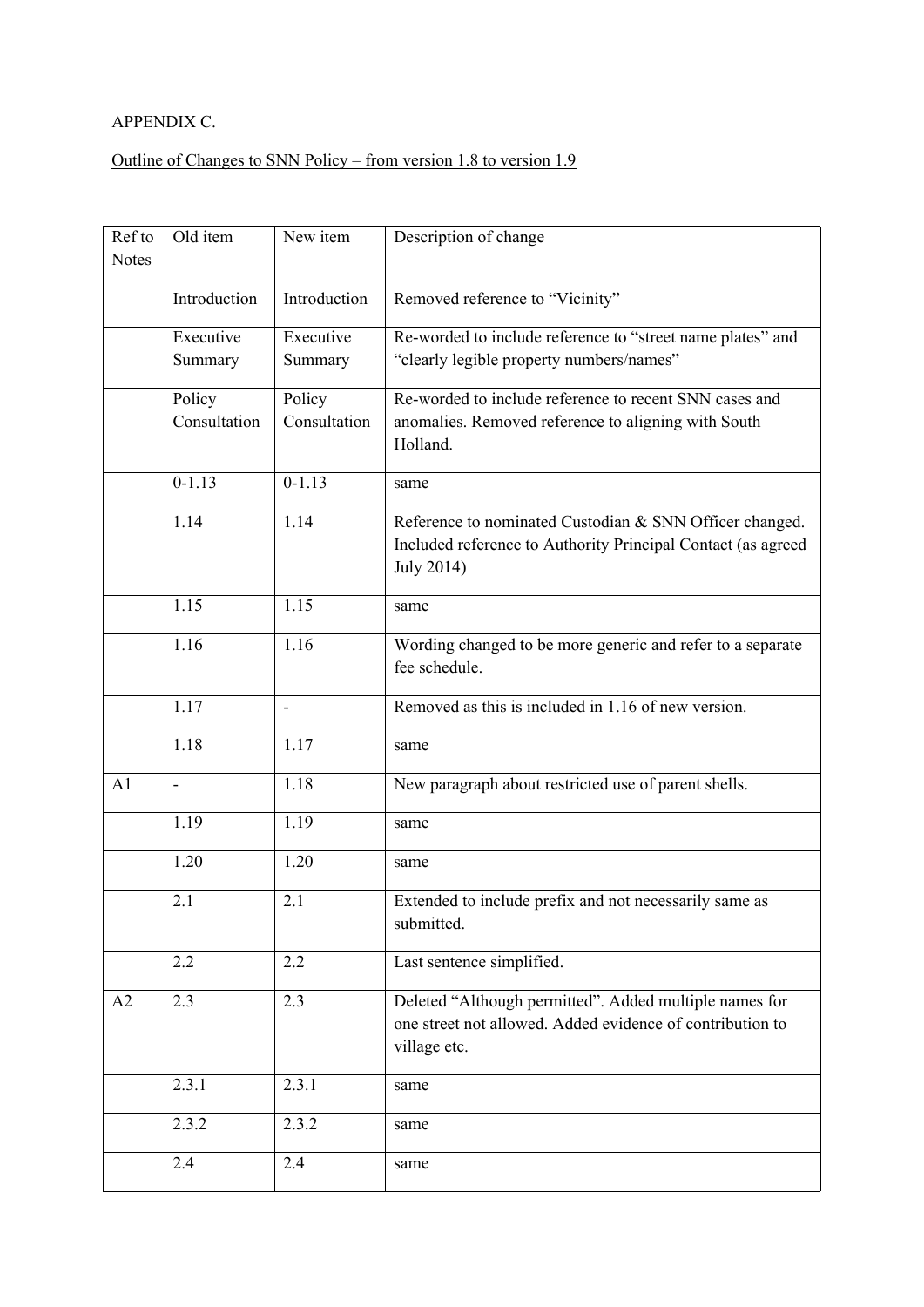APPENDIX C.

Outline of Changes to SNN Policy – from version 1.8 to version 1.9

| Ref to Notes | Old item | New item | Description of change |
| --- | --- | --- | --- |
| | Introduction | Introduction | Removed reference to "Vicinity" |
| | Executive Summary | Executive Summary | Re-worded to include reference to "street name plates" and "clearly legible property numbers/names" |
| | Policy Consultation | Policy Consultation | Re-worded to include reference to recent SNN cases and anomalies. Removed reference to aligning with South Holland. |
| | 0-1.13 | 0-1.13 | same |
| | 1.14 | 1.14 | Reference to nominated Custodian & SNN Officer changed. Included reference to Authority Principal Contact (as agreed July 2014) |
| | 1.15 | 1.15 | same |
| | 1.16 | 1.16 | Wording changed to be more generic and refer to a separate fee schedule. |
| | 1.17 | - | Removed as this is included in 1.16 of new version. |
| | 1.18 | 1.17 | same |
| A1 | - | 1.18 | New paragraph about restricted use of parent shells. |
| | 1.19 | 1.19 | same |
| | 1.20 | 1.20 | same |
| | 2.1 | 2.1 | Extended to include prefix and not necessarily same as submitted. |
| | 2.2 | 2.2 | Last sentence simplified. |
| A2 | 2.3 | 2.3 | Deleted "Although permitted". Added multiple names for one street not allowed. Added evidence of contribution to village etc. |
| | 2.3.1 | 2.3.1 | same |
| | 2.3.2 | 2.3.2 | same |
| | 2.4 | 2.4 | same |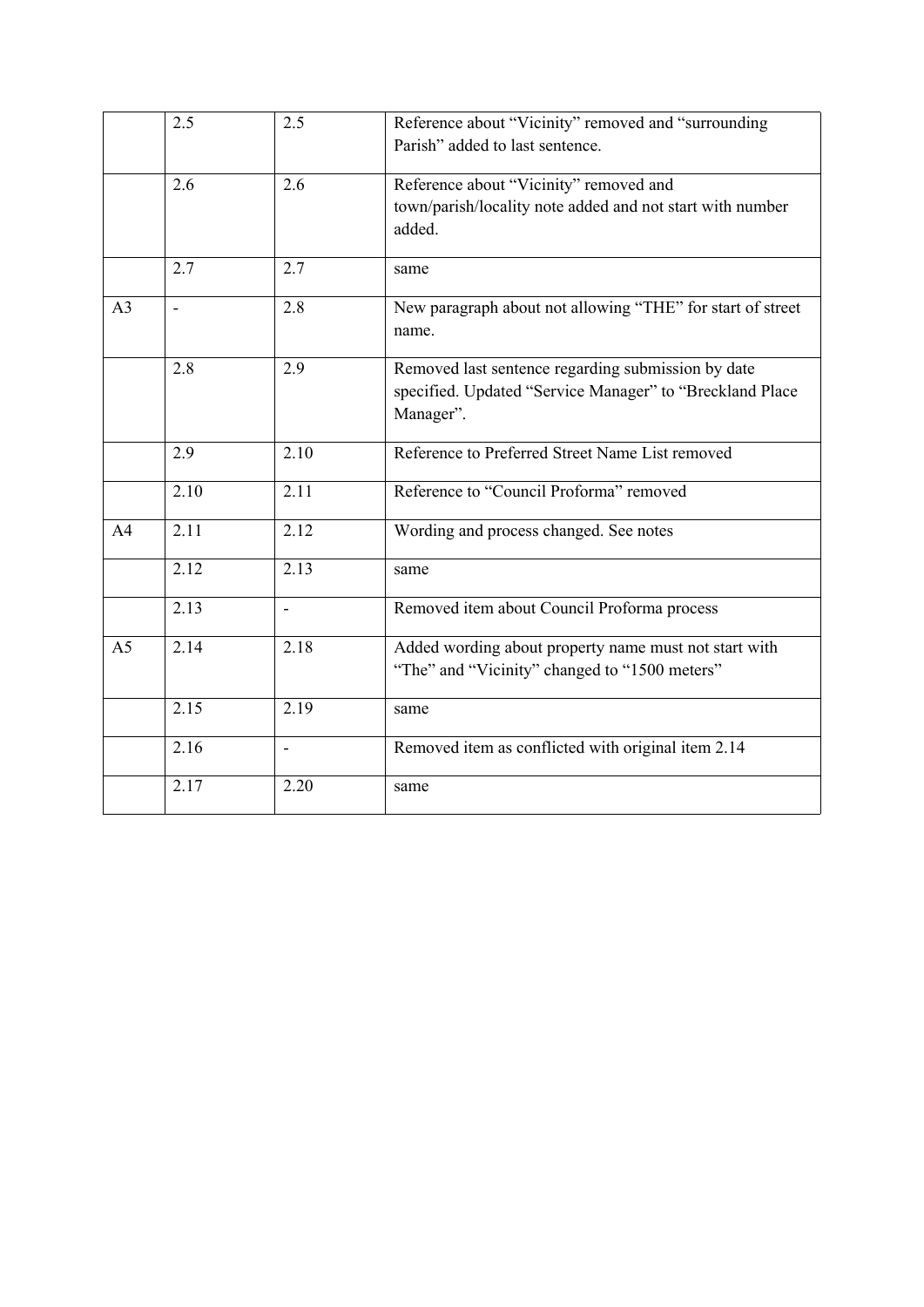| | | | |
|---|---|---|---|
| | 2.5 | 2.5 | Reference about “Vicinity” removed and “surrounding Parish” added to last sentence. |
| | 2.6 | 2.6 | Reference about “Vicinity” removed and town/parish/locality note added and not start with number added. |
| | 2.7 | 2.7 | same |
| A3 | - | 2.8 | New paragraph about not allowing “THE” for start of street name. |
| | 2.8 | 2.9 | Removed last sentence regarding submission by date specified. Updated “Service Manager” to “Breckland Place Manager”. |
| | 2.9 | 2.10 | Reference to Preferred Street Name List removed |
| | 2.10 | 2.11 | Reference to “Council Proforma” removed |
| A4 | 2.11 | 2.12 | Wording and process changed. See notes |
| | 2.12 | 2.13 | same |
| | 2.13 | - | Removed item about Council Proforma process |
| A5 | 2.14 | 2.18 | Added wording about property name must not start with “The” and “Vicinity” changed to “1500 meters” |
| | 2.15 | 2.19 | same |
| | 2.16 | - | Removed item as conflicted with original item 2.14 |
| | 2.17 | 2.20 | same |